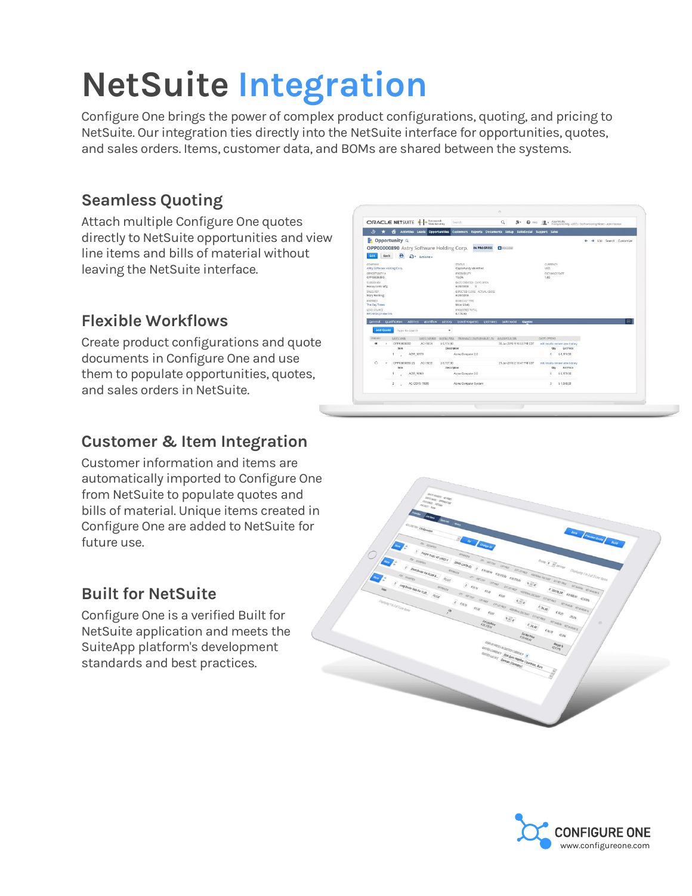# NetSuite Integration

Configure One brings the power of complex product configurations, quoting, and pricing to NetSuite. Our integration ties directly into the NetSuite interface for opportunities, quotes, and sales orders. Items, customer data, and BOMs are shared between the systems.

## Seamless Quoting

Attach multiple Configure One quotes directly to NetSuite opportunities and view line items and bills of material without leaving the NetSuite interface.

## Flexible Workflows

Create product configurations and quote documents in Configure One and use them to populate opportunities, quotes, and sales orders in NetSuite.

## Customer & Item Integration

Customer information and items are automatically imported to Configure One from NetSuite to populate quotes and bills of material. Unique items created in Configure One are added to NetSuite for future use.

## Built for NetSuite

Configure One is a verified Built for NetSuite application and meets the SuiteApp platform's development standards and best practices.

CONFIGURE ONE
www.configureone.com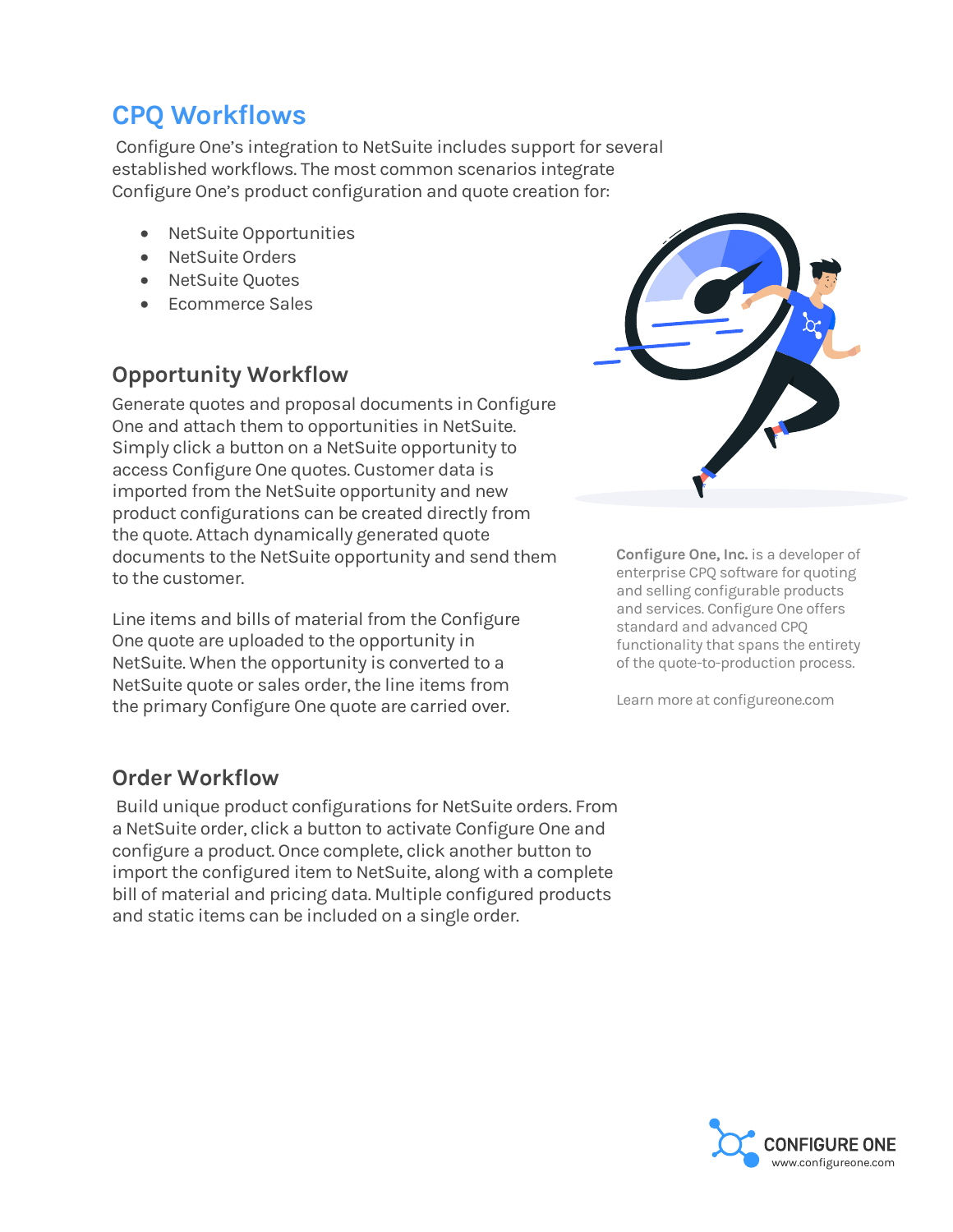# CPQ Workflows

Configure One's integration to NetSuite includes support for several established workflows. The most common scenarios integrate Configure One's product configuration and quote creation for:

- NetSuite Opportunities
- NetSuite Orders
- NetSuite Quotes
- Ecommerce Sales

## Opportunity Workflow

Generate quotes and proposal documents in Configure One and attach them to opportunities in NetSuite. Simply click a button on a NetSuite opportunity to access Configure One quotes. Customer data is imported from the NetSuite opportunity and new product configurations can be created directly from the quote. Attach dynamically generated quote documents to the NetSuite opportunity and send them to the customer.

Line items and bills of material from the Configure One quote are uploaded to the opportunity in NetSuite. When the opportunity is converted to a NetSuite quote or sales order, the line items from the primary Configure One quote are carried over.

**Configure One, Inc.** is a developer of enterprise CPQ software for quoting and selling configurable products and services. Configure One offers standard and advanced CPQ functionality that spans the entirety of the quote-to-production process.

Learn more at configureone.com

## Order Workflow

Build unique product configurations for NetSuite orders. From a NetSuite order, click a button to activate Configure One and configure a product. Once complete, click another button to import the configured item to NetSuite, along with a complete bill of material and pricing data. Multiple configured products and static items can be included on a single order.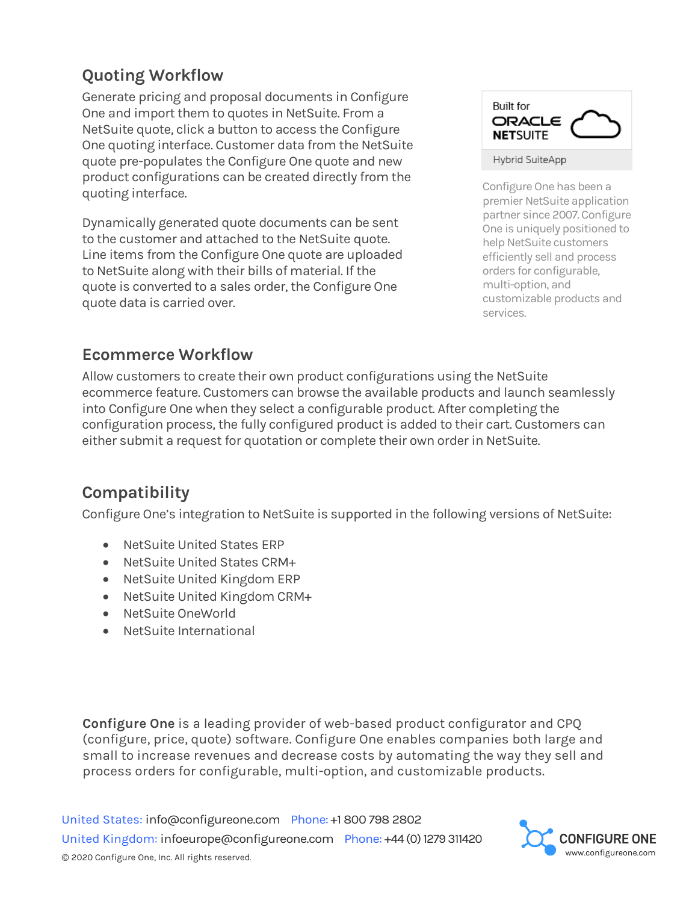## Quoting Workflow

Generate pricing and proposal documents in Configure One and import them to quotes in NetSuite. From a NetSuite quote, click a button to access the Configure One quoting interface. Customer data from the NetSuite quote pre-populates the Configure One quote and new product configurations can be created directly from the quoting interface.

Dynamically generated quote documents can be sent to the customer and attached to the NetSuite quote. Line items from the Configure One quote are uploaded to NetSuite along with their bills of material. If the quote is converted to a sales order, the Configure One quote data is carried over.

Built for ORACLE NETSUITE

Hybrid SuiteApp

Configure One has been a premier NetSuite application partner since 2007. Configure One is uniquely positioned to help NetSuite customers efficiently sell and process orders for configurable, multi-option, and customizable products and services.

## Ecommerce Workflow

Allow customers to create their own product configurations using the NetSuite ecommerce feature. Customers can browse the available products and launch seamlessly into Configure One when they select a configurable product. After completing the configuration process, the fully configured product is added to their cart. Customers can either submit a request for quotation or complete their own order in NetSuite.

## Compatibility

Configure One's integration to NetSuite is supported in the following versions of NetSuite:

- NetSuite United States ERP
- NetSuite United States CRM+
- NetSuite United Kingdom ERP
- NetSuite United Kingdom CRM+
- NetSuite OneWorld
- NetSuite International

**Configure One** is a leading provider of web-based product configurator and CPQ (configure, price, quote) software. Configure One enables companies both large and small to increase revenues and decrease costs by automating the way they sell and process orders for configurable, multi-option, and customizable products.

United States: info@configureone.com Phone: +1 800 798 2802

United Kingdom: infoeurope@configureone.com Phone: +44 (0) 1279 311420

© 2020 Configure One, Inc. All rights reserved.

CONFIGURE ONE
www.configureone.com